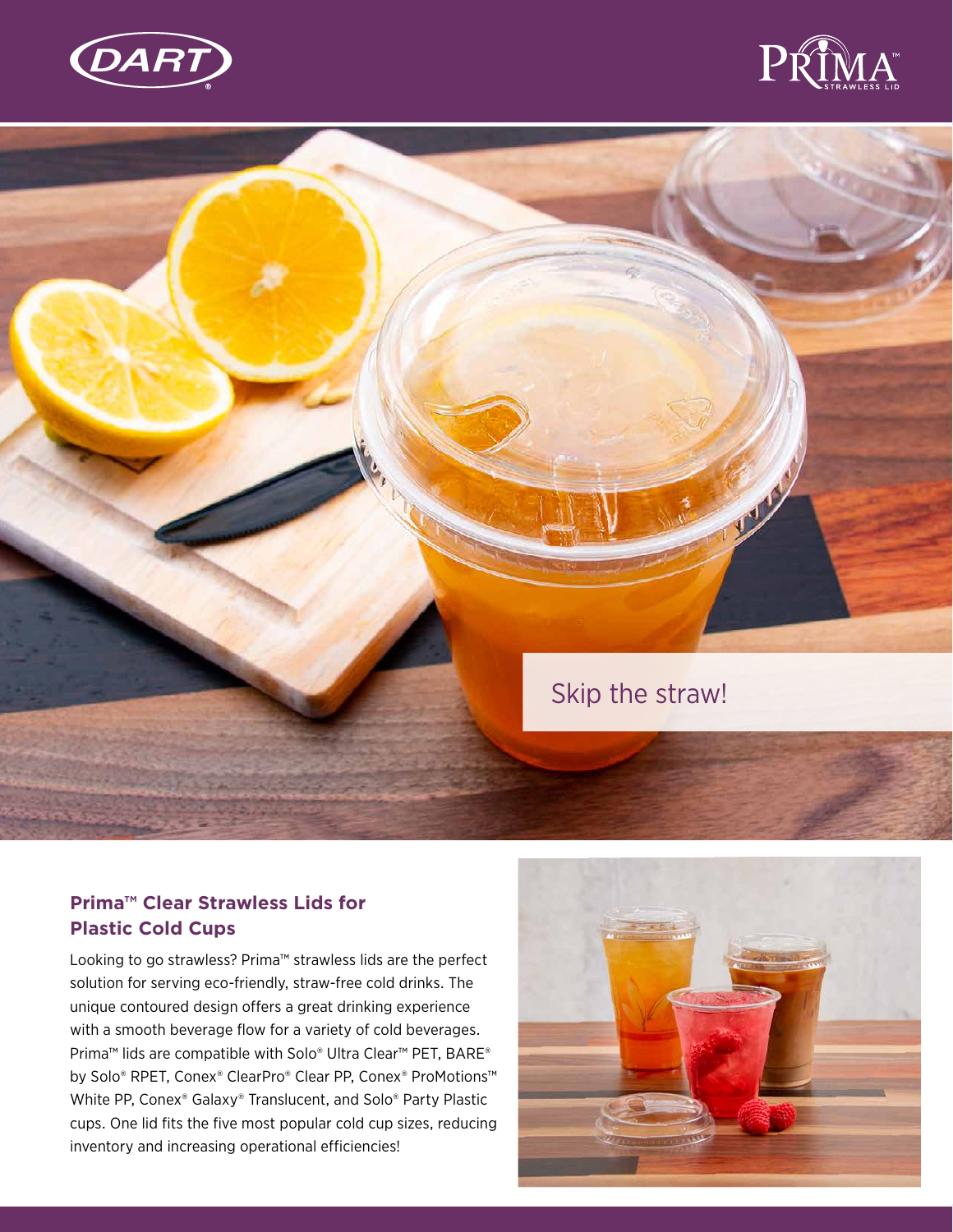DART

PRIMA™ STRAWLESS LID

Skip the straw!

## Prima™ Clear Strawless Lids for Plastic Cold Cups

Looking to go strawless? Prima™ strawless lids are the perfect solution for serving eco-friendly, straw-free cold drinks. The unique contoured design offers a great drinking experience with a smooth beverage flow for a variety of cold beverages. Prima™ lids are compatible with Solo® Ultra Clear™ PET, BARE® by Solo® RPET, Conex® ClearPro® Clear PP, Conex® ProMotions™ White PP, Conex® Galaxy® Translucent, and Solo® Party Plastic cups. One lid fits the five most popular cold cup sizes, reducing inventory and increasing operational efficiencies!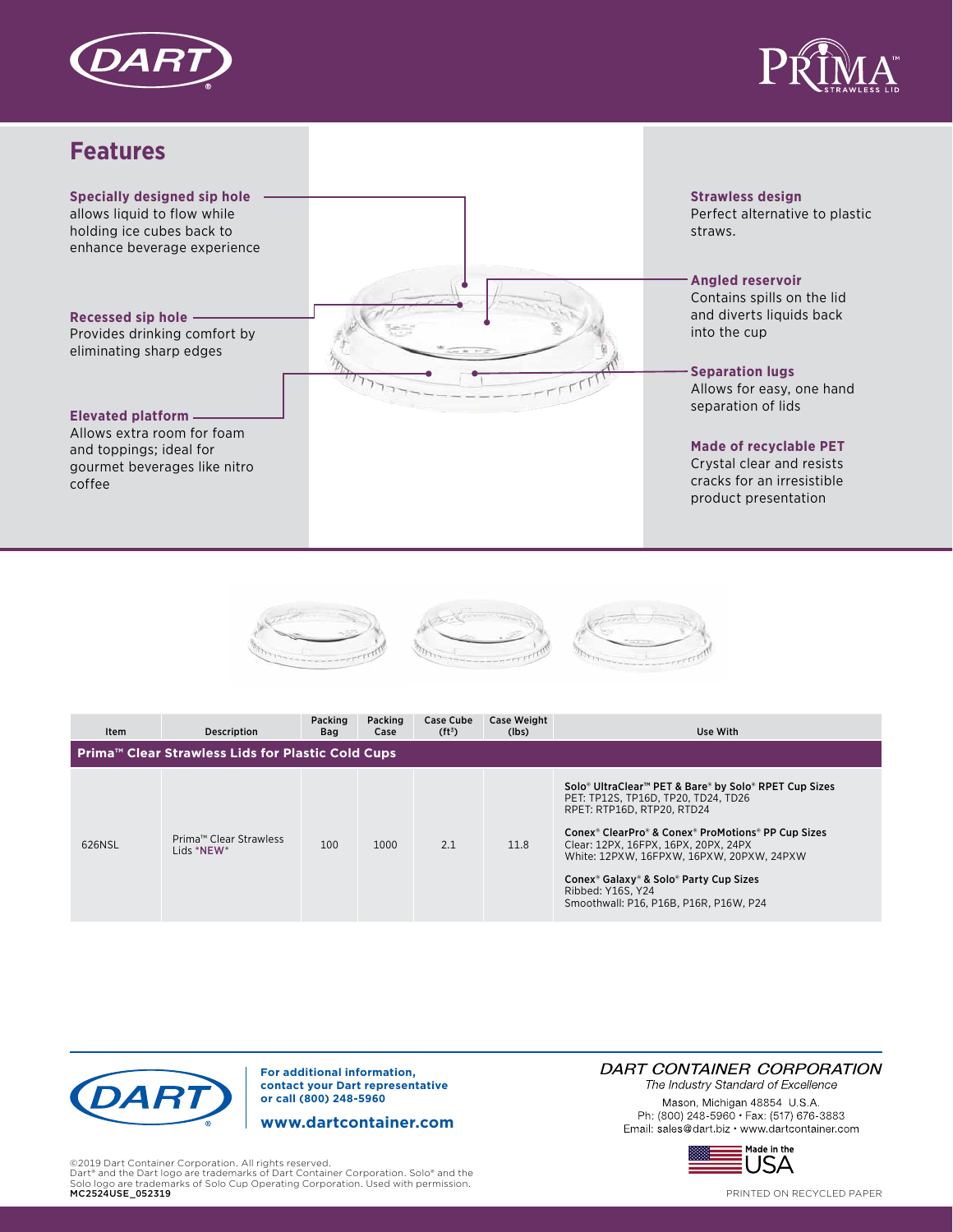## Features

**Specially designed sip hole**
allows liquid to flow while holding ice cubes back to enhance beverage experience

**Recessed sip hole**
Provides drinking comfort by eliminating sharp edges

**Elevated platform**
Allows extra room for foam and toppings; ideal for gourmet beverages like nitro coffee

**Strawless design**
Perfect alternative to plastic straws.

**Angled reservoir**
Contains spills on the lid and diverts liquids back into the cup

**Separation lugs**
Allows for easy, one hand separation of lids

**Made of recyclable PET**
Crystal clear and resists cracks for an irresistible product presentation

| Item | Description | Packing Bag | Packing Case | Case Cube (ft³) | Case Weight (lbs) | Use With |
|---|---|---|---|---|---|---|
| **Prima™ Clear Strawless Lids for Plastic Cold Cups** | | | | | | |
| 626NSL | Prima™ Clear Strawless Lids *NEW* | 100 | 1000 | 2.1 | 11.8 | **Solo® UltraClear™ PET & Bare® by Solo® RPET Cup Sizes** PET: TP12S, TP16D, TP20, TD24, TD26 RPET: RTP16D, RTP20, RTD24 **Conex® ClearPro® & Conex® ProMotions® PP Cup Sizes** Clear: 12PX, 16FPX, 16PX, 20PX, 24PX White: 12PXW, 16FPXW, 16PXW, 20PXW, 24PXW **Conex® Galaxy® & Solo® Party Cup Sizes** Ribbed: Y16S, Y24 Smoothwall: P16, P16B, P16R, P16W, P24 |

**For additional information, contact your Dart representative or call (800) 248-5960**

**www.dartcontainer.com**

*DART CONTAINER CORPORATION*
*The Industry Standard of Excellence*
Mason, Michigan 48854 U.S.A.
Ph: (800) 248-5960 • Fax: (517) 676-3883
Email: sales@dart.biz • www.dartcontainer.com

Made in the USA

©2019 Dart Container Corporation. All rights reserved.
Dart® and the Dart logo are trademarks of Dart Container Corporation. Solo® and the Solo logo are trademarks of Solo Cup Operating Corporation. Used with permission.
**MC2524USE_052319**

PRINTED ON RECYCLED PAPER